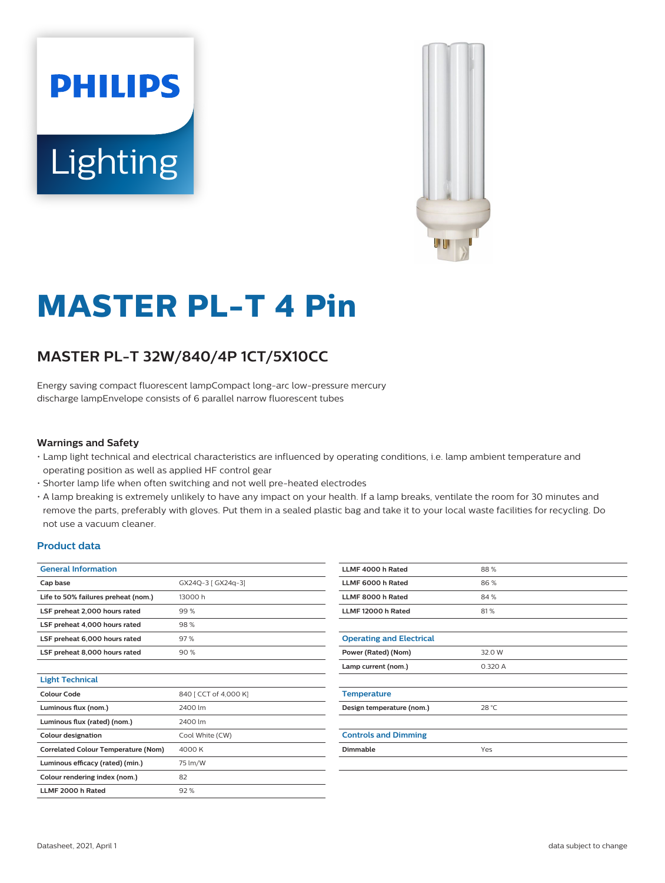# MASTER PL-T 4 Pin

## MASTER PL-T 32W/840/4P 1CT/5X10CC

Energy saving compact fluorescent lampCompact long-arc low-pressure mercury discharge lampEnvelope consists of 6 parallel narrow fluorescent tubes

### Warnings and Safety

- Lamp light technical and electrical characteristics are influenced by operating conditions, i.e. lamp ambient temperature and operating position as well as applied HF control gear
- Shorter lamp life when often switching and not well pre-heated electrodes
- A lamp breaking is extremely unlikely to have any impact on your health. If a lamp breaks, ventilate the room for 30 minutes and remove the parts, preferably with gloves. Put them in a sealed plastic bag and take it to your local waste facilities for recycling. Do not use a vacuum cleaner.

### Product data

| General Information | |
|---|---|
| Cap base | GX24Q-3 [ GX24q-3] |
| Life to 50% failures preheat (nom.) | 13000 h |
| LSF preheat 2,000 hours rated | 99 % |
| LSF preheat 4,000 hours rated | 98 % |
| LSF preheat 6,000 hours rated | 97 % |
| LSF preheat 8,000 hours rated | 90 % |

| Light Technical | |
|---|---|
| Colour Code | 840 [ CCT of 4,000 K] |
| Luminous flux (nom.) | 2400 lm |
| Luminous flux (rated) (nom.) | 2400 lm |
| Colour designation | Cool White (CW) |
| Correlated Colour Temperature (Nom) | 4000 K |
| Luminous efficacy (rated) (min.) | 75 lm/W |
| Colour rendering index (nom.) | 82 |
| LLMF 2000 h Rated | 92 % |
| LLMF 4000 h Rated | 88 % |
| LLMF 6000 h Rated | 86 % |
| LLMF 8000 h Rated | 84 % |
| LLMF 12000 h Rated | 81 % |

| Operating and Electrical | |
|---|---|
| Power (Rated) (Nom) | 32.0 W |
| Lamp current (nom.) | 0.320 A |

| Temperature | |
|---|---|
| Design temperature (nom.) | 28 °C |

| Controls and Dimming | |
|---|---|
| Dimmable | Yes |

Datasheet, 2021, April 1

data subject to change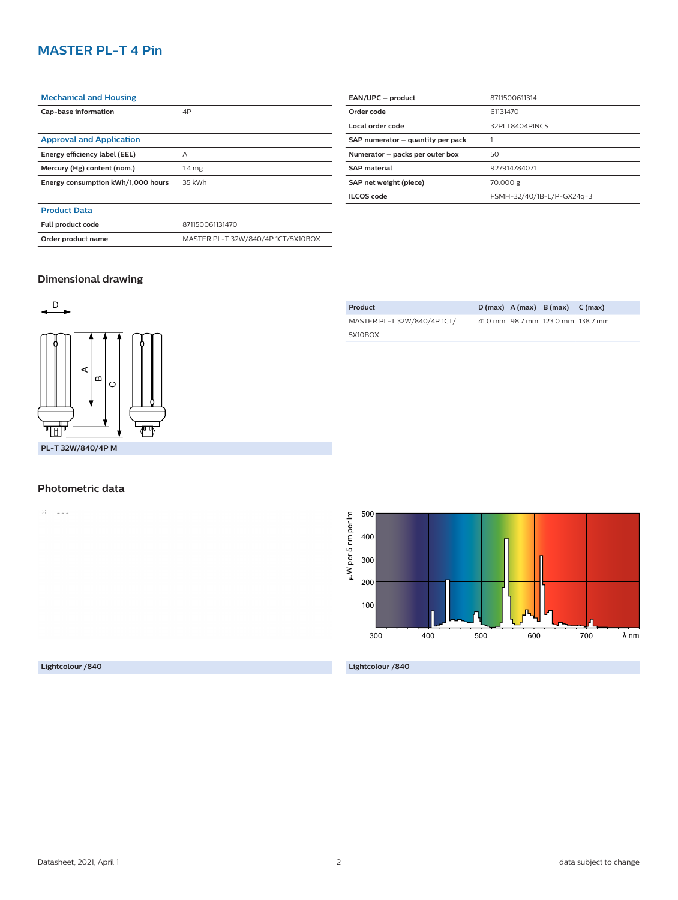# MASTER PL-T 4 Pin

| Mechanical and Housing | |
|---|---|
| Cap-base information | 4P |

| Approval and Application | |
|---|---|
| Energy efficiency label (EEL) | A |
| Mercury (Hg) content (nom.) | 1.4 mg |
| Energy consumption kWh/1,000 hours | 35 kWh |

| Product Data | |
|---|---|
| Full product code | 871150061131470 |
| Order product name | MASTER PL-T 32W/840/4P 1CT/5X10BOX |
| EAN/UPC – product | 8711500611314 |
| Order code | 61131470 |
| Local order code | 32PLT8404PINCS |
| SAP numerator – quantity per pack | 1 |
| Numerator – packs per outer box | 50 |
| SAP material | 927914784071 |
| SAP net weight (piece) | 70.000 g |
| ILCOS code | FSMH-32/40/1B-L/P-GX24q=3 |

## Dimensional drawing

PL-T 32W/840/4P M

| Product | D (max) | A (max) | B (max) | C (max) |
|---|---|---|---|---|
| MASTER PL-T 32W/840/4P 1CT/5X10BOX | 41.0 mm | 98.7 mm | 123.0 mm | 138.7 mm |

## Photometric data

Lightcolour /840

Lightcolour /840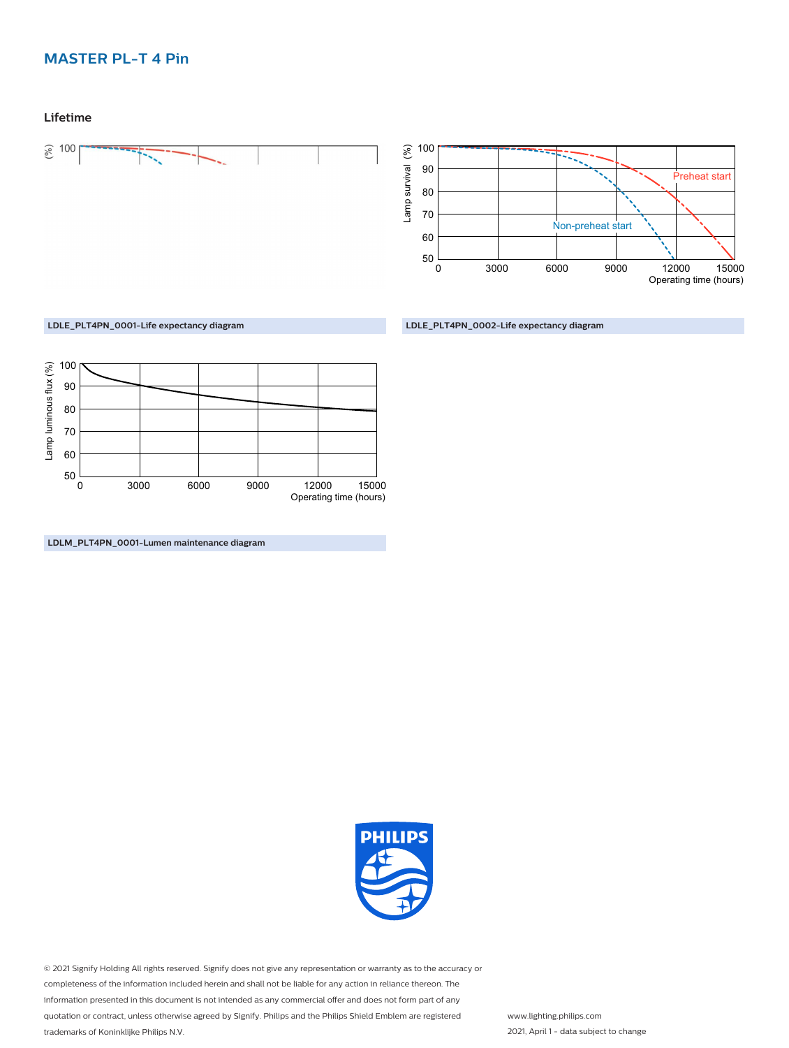## MASTER PL-T 4 Pin

### Lifetime

(%) 100

LDLE_PLT4PN_0001-Life expectancy diagram

Lamp survival (%)
100
90
80
70
60
50
0
3000
6000
9000
12000
15000
Operating time (hours)
Preheat start
Non-preheat start

LDLE_PLT4PN_0002-Life expectancy diagram

Lamp luminous flux (%)
100
90
80
70
60
50
0
3000
6000
9000
12000
15000
Operating time (hours)

LDLM_PLT4PN_0001-Lumen maintenance diagram

© 2021 Signify Holding All rights reserved. Signify does not give any representation or warranty as to the accuracy or completeness of the information included herein and shall not be liable for any action in reliance thereon. The information presented in this document is not intended as any commercial offer and does not form part of any quotation or contract, unless otherwise agreed by Signify. Philips and the Philips Shield Emblem are registered trademarks of Koninklijke Philips N.V.

www.lighting.philips.com

2021, April 1 - data subject to change